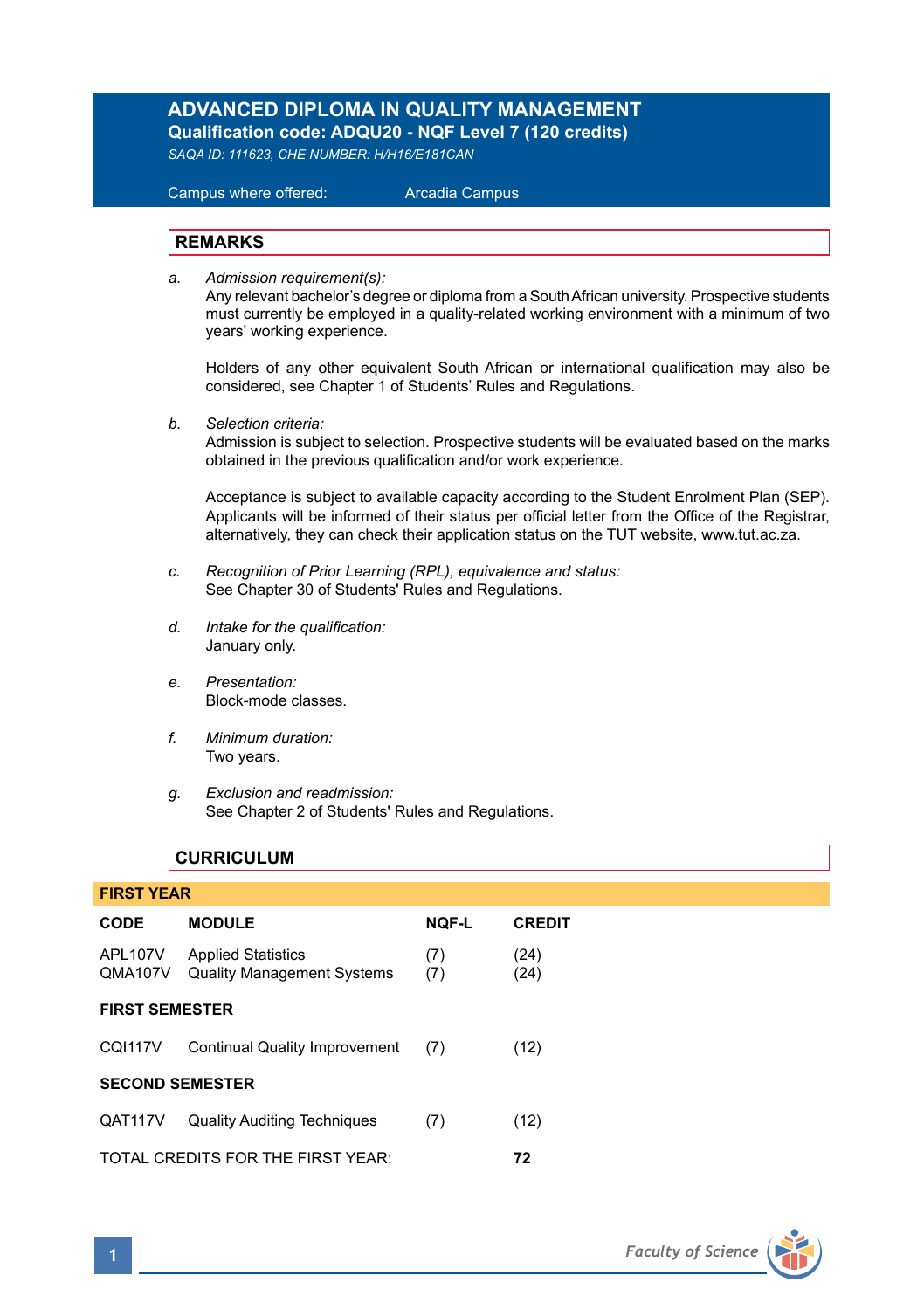# ADVANCED DIPLOMA IN QUALITY MANAGEMENT

**Qualification code: ADQU20 - NQF Level 7 (120 credits)**

*SAQA ID: 111623, CHE NUMBER: H/H16/E181CAN*

Campus where offered: Arcadia Campus

## REMARKS

a. *Admission requirement(s):*
Any relevant bachelor's degree or diploma from a South African university. Prospective students must currently be employed in a quality-related working environment with a minimum of two years' working experience.

Holders of any other equivalent South African or international qualification may also be considered, see Chapter 1 of Students' Rules and Regulations.

b. *Selection criteria:*
Admission is subject to selection. Prospective students will be evaluated based on the marks obtained in the previous qualification and/or work experience.

Acceptance is subject to available capacity according to the Student Enrolment Plan (SEP). Applicants will be informed of their status per official letter from the Office of the Registrar, alternatively, they can check their application status on the TUT website, www.tut.ac.za.

c. *Recognition of Prior Learning (RPL), equivalence and status:*
See Chapter 30 of Students' Rules and Regulations.

d. *Intake for the qualification:*
January only.

e. *Presentation:*
Block-mode classes.

f. *Minimum duration:*
Two years.

g. *Exclusion and readmission:*
See Chapter 2 of Students' Rules and Regulations.

## CURRICULUM

### FIRST YEAR

| CODE | MODULE | NQF-L | CREDIT |
|---|---|---|---|
| APL107V | Applied Statistics | (7) | (24) |
| QMA107V | Quality Management Systems | (7) | (24) |
| **FIRST SEMESTER** | | | |
| CQI117V | Continual Quality Improvement | (7) | (12) |
| **SECOND SEMESTER** | | | |
| QAT117V | Quality Auditing Techniques | (7) | (12) |
| TOTAL CREDITS FOR THE FIRST YEAR: | | | **72** |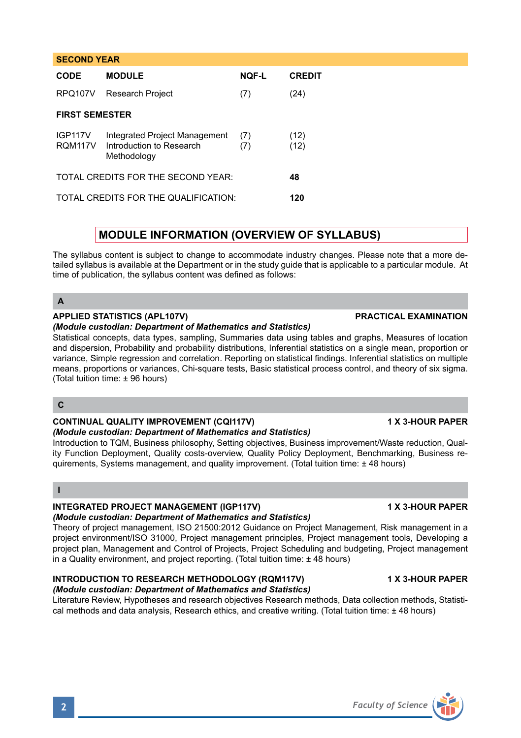| SECOND YEAR | | | |
|---|---|---|---|
| **CODE** | **MODULE** | **NQF-L** | **CREDIT** |
| RPQ107V | Research Project | (7) | (24) |
| **FIRST SEMESTER** | | | |
| IGP117V | Integrated Project Management | (7) | (12) |
| RQM117V | Introduction to Research Methodology | (7) | (12) |
| TOTAL CREDITS FOR THE SECOND YEAR: | | | **48** |
| TOTAL CREDITS FOR THE QUALIFICATION: | | | **120** |

## MODULE INFORMATION (OVERVIEW OF SYLLABUS)

The syllabus content is subject to change to accommodate industry changes. Please note that a more detailed syllabus is available at the Department or in the study guide that is applicable to a particular module. At time of publication, the syllabus content was defined as follows:

### A

**APPLIED STATISTICS (APL107V)** **PRACTICAL EXAMINATION**
***(Module custodian: Department of Mathematics and Statistics)***
Statistical concepts, data types, sampling, Summaries data using tables and graphs, Measures of location and dispersion, Probability and probability distributions, Inferential statistics on a single mean, proportion or variance, Simple regression and correlation. Reporting on statistical findings. Inferential statistics on multiple means, proportions or variances, Chi-square tests, Basic statistical process control, and theory of six sigma. (Total tuition time: ± 96 hours)

### C

**CONTINUAL QUALITY IMPROVEMENT (CQI117V)** **1 X 3-HOUR PAPER**
***(Module custodian: Department of Mathematics and Statistics)***
Introduction to TQM, Business philosophy, Setting objectives, Business improvement/Waste reduction, Quality Function Deployment, Quality costs-overview, Quality Policy Deployment, Benchmarking, Business requirements, Systems management, and quality improvement. (Total tuition time: ± 48 hours)

### I

**INTEGRATED PROJECT MANAGEMENT (IGP117V)** **1 X 3-HOUR PAPER**
***(Module custodian: Department of Mathematics and Statistics)***
Theory of project management, ISO 21500:2012 Guidance on Project Management, Risk management in a project environment/ISO 31000, Project management principles, Project management tools, Developing a project plan, Management and Control of Projects, Project Scheduling and budgeting, Project management in a Quality environment, and project reporting. (Total tuition time: ± 48 hours)

**INTRODUCTION TO RESEARCH METHODOLOGY (RQM117V)** **1 X 3-HOUR PAPER**
***(Module custodian: Department of Mathematics and Statistics)***
Literature Review, Hypotheses and research objectives Research methods, Data collection methods, Statistical methods and data analysis, Research ethics, and creative writing. (Total tuition time: ± 48 hours)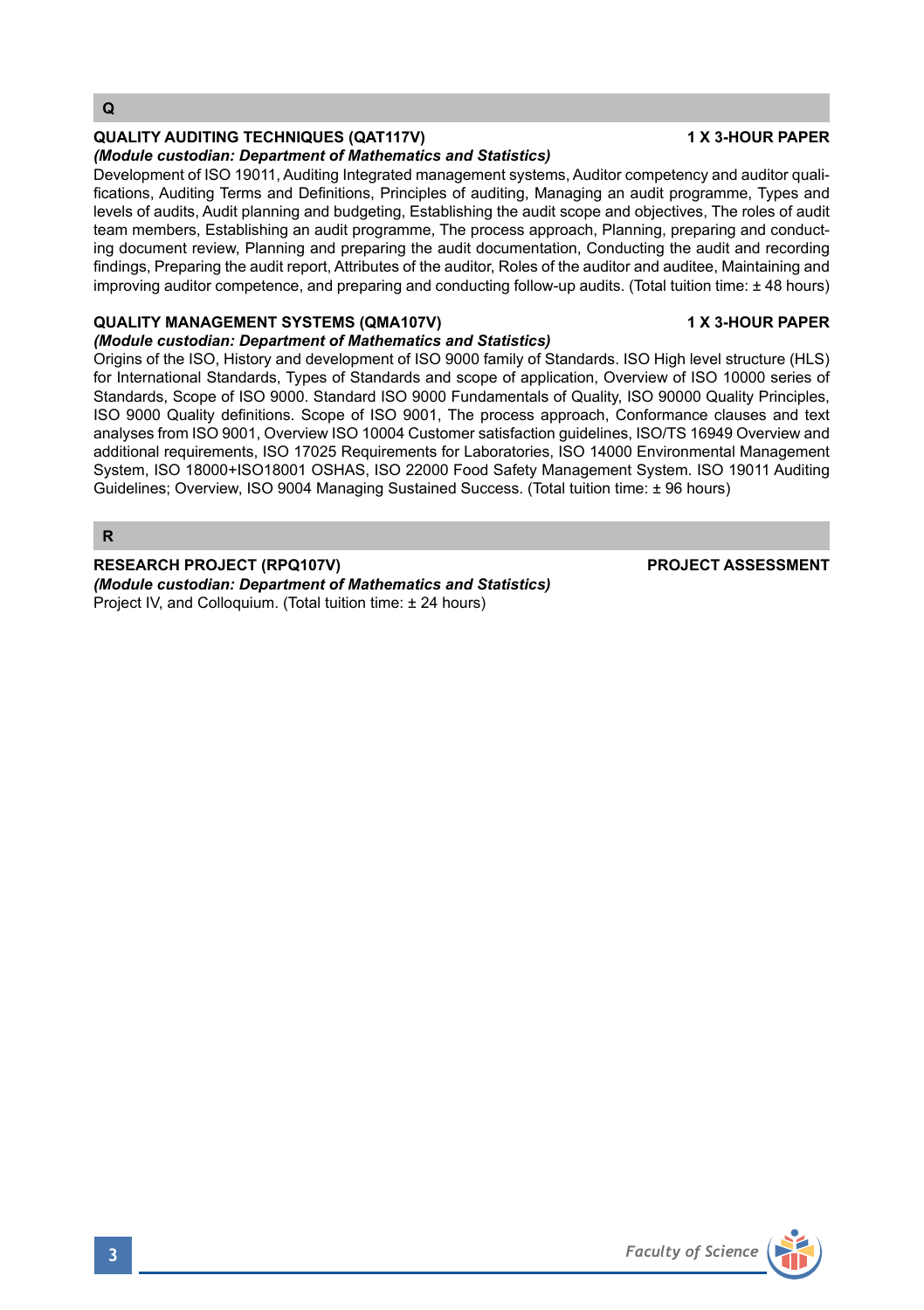## Q

**QUALITY AUDITING TECHNIQUES (QAT117V) — 1 X 3-HOUR PAPER**

***(Module custodian: Department of Mathematics and Statistics)***

Development of ISO 19011, Auditing Integrated management systems, Auditor competency and auditor qualifications, Auditing Terms and Definitions, Principles of auditing, Managing an audit programme, Types and levels of audits, Audit planning and budgeting, Establishing the audit scope and objectives, The roles of audit team members, Establishing an audit programme, The process approach, Planning, preparing and conducting document review, Planning and preparing the audit documentation, Conducting the audit and recording findings, Preparing the audit report, Attributes of the auditor, Roles of the auditor and auditee, Maintaining and improving auditor competence, and preparing and conducting follow-up audits. (Total tuition time: ± 48 hours)

**QUALITY MANAGEMENT SYSTEMS (QMA107V) — 1 X 3-HOUR PAPER**

***(Module custodian: Department of Mathematics and Statistics)***

Origins of the ISO, History and development of ISO 9000 family of Standards. ISO High level structure (HLS) for International Standards, Types of Standards and scope of application, Overview of ISO 10000 series of Standards, Scope of ISO 9000. Standard ISO 9000 Fundamentals of Quality, ISO 90000 Quality Principles, ISO 9000 Quality definitions. Scope of ISO 9001, The process approach, Conformance clauses and text analyses from ISO 9001, Overview ISO 10004 Customer satisfaction guidelines, ISO/TS 16949 Overview and additional requirements, ISO 17025 Requirements for Laboratories, ISO 14000 Environmental Management System, ISO 18000+ISO18001 OSHAS, ISO 22000 Food Safety Management System. ISO 19011 Auditing Guidelines; Overview, ISO 9004 Managing Sustained Success. (Total tuition time: ± 96 hours)

## R

**RESEARCH PROJECT (RPQ107V) — PROJECT ASSESSMENT**

***(Module custodian: Department of Mathematics and Statistics)***

Project IV, and Colloquium. (Total tuition time: ± 24 hours)